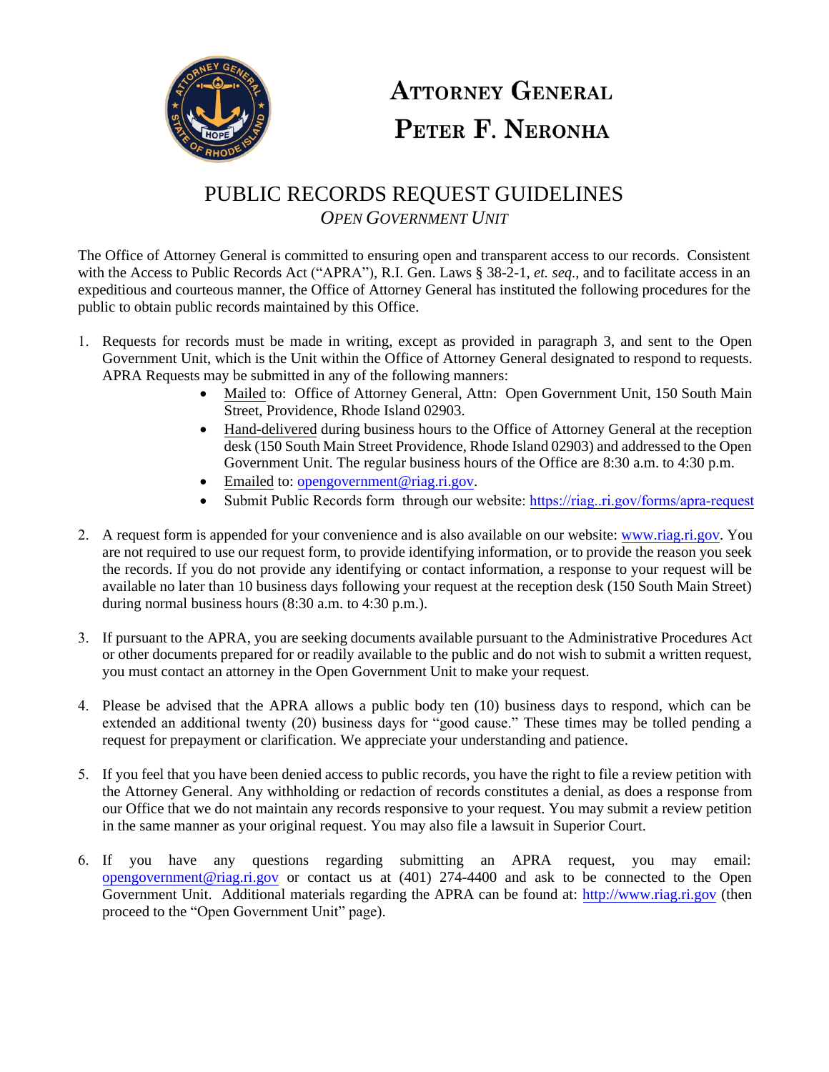# ATTORNEY GENERAL
# PETER F. NERONHA

## PUBLIC RECORDS REQUEST GUIDELINES

*OPEN GOVERNMENT UNIT*

The Office of Attorney General is committed to ensuring open and transparent access to our records. Consistent with the Access to Public Records Act ("APRA"), R.I. Gen. Laws § 38-2-1, *et. seq*., and to facilitate access in an expeditious and courteous manner, the Office of Attorney General has instituted the following procedures for the public to obtain public records maintained by this Office.

1. Requests for records must be made in writing, except as provided in paragraph 3, and sent to the Open Government Unit, which is the Unit within the Office of Attorney General designated to respond to requests. APRA Requests may be submitted in any of the following manners:
   - Mailed to: Office of Attorney General, Attn: Open Government Unit, 150 South Main Street, Providence, Rhode Island 02903.
   - Hand-delivered during business hours to the Office of Attorney General at the reception desk (150 South Main Street Providence, Rhode Island 02903) and addressed to the Open Government Unit. The regular business hours of the Office are 8:30 a.m. to 4:30 p.m.
   - Emailed to: opengovernment@riag.ri.gov.
   - Submit Public Records form through our website: https://riag..ri.gov/forms/apra-request

2. A request form is appended for your convenience and is also available on our website: www.riag.ri.gov. You are not required to use our request form, to provide identifying information, or to provide the reason you seek the records. If you do not provide any identifying or contact information, a response to your request will be available no later than 10 business days following your request at the reception desk (150 South Main Street) during normal business hours (8:30 a.m. to 4:30 p.m.).

3. If pursuant to the APRA, you are seeking documents available pursuant to the Administrative Procedures Act or other documents prepared for or readily available to the public and do not wish to submit a written request, you must contact an attorney in the Open Government Unit to make your request.

4. Please be advised that the APRA allows a public body ten (10) business days to respond, which can be extended an additional twenty (20) business days for "good cause." These times may be tolled pending a request for prepayment or clarification. We appreciate your understanding and patience.

5. If you feel that you have been denied access to public records, you have the right to file a review petition with the Attorney General. Any withholding or redaction of records constitutes a denial, as does a response from our Office that we do not maintain any records responsive to your request. You may submit a review petition in the same manner as your original request. You may also file a lawsuit in Superior Court.

6. If you have any questions regarding submitting an APRA request, you may email: opengovernment@riag.ri.gov or contact us at (401) 274-4400 and ask to be connected to the Open Government Unit. Additional materials regarding the APRA can be found at: http://www.riag.ri.gov (then proceed to the "Open Government Unit" page).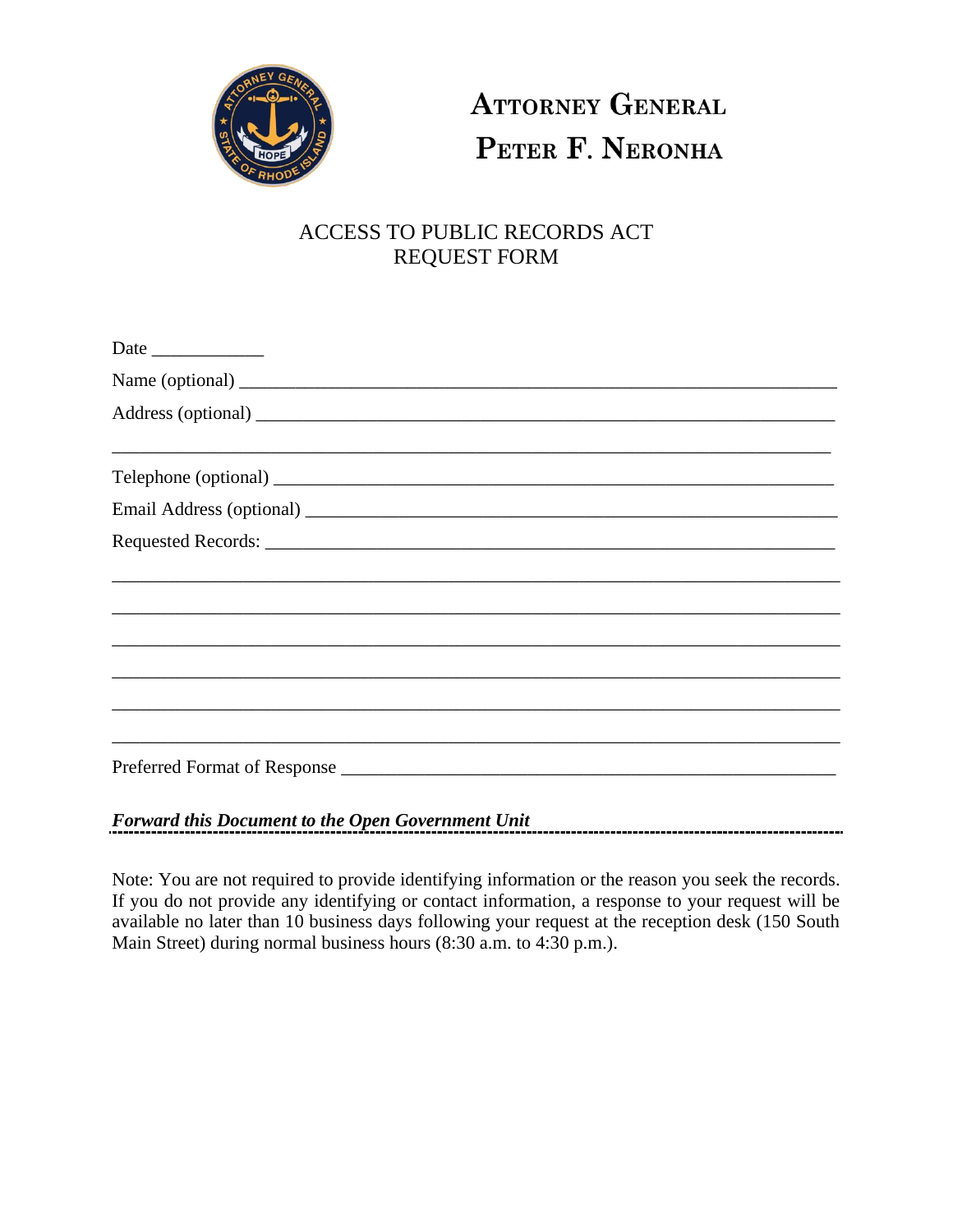# Attorney General
# Peter F. Neronha

## ACCESS TO PUBLIC RECORDS ACT
## REQUEST FORM

Date ____________

Name (optional) ________________________________________________________________

Address (optional) ______________________________________________________________

________________________________________________________________________________

Telephone (optional) _____________________________________________________________

Email Address (optional) __________________________________________________________

Requested Records: ______________________________________________________________

________________________________________________________________________________

________________________________________________________________________________

________________________________________________________________________________

________________________________________________________________________________

________________________________________________________________________________

________________________________________________________________________________

Preferred Format of Response ______________________________________________________

***Forward this Document to the Open Government Unit***

Note: You are not required to provide identifying information or the reason you seek the records. If you do not provide any identifying or contact information, a response to your request will be available no later than 10 business days following your request at the reception desk (150 South Main Street) during normal business hours (8:30 a.m. to 4:30 p.m.).